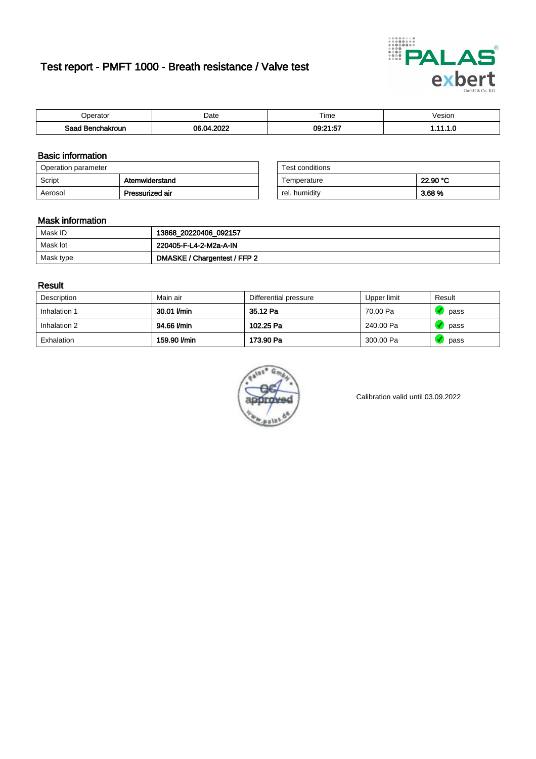# Test report - PMFT 1000 - Breath resistance / Valve test

| Operator | Date | Time | Vesion |
|---|---|---|---|
| **Saad Benchakroun** | **06.04.2022** | **09:21:57** | **1.11.1.0** |

## Basic information

| Operation parameter | |
|---|---|
| Script | **Atemwiderstand** |
| Aerosol | **Pressurized air** |

| Test conditions | |
|---|---|
| Temperature | **22.90 °C** |
| rel. humidity | **3.68 %** |

## Mask information

| | |
|---|---|
| Mask ID | **13868_20220406_092157** |
| Mask lot | **220405-F-L4-2-M2a-A-IN** |
| Mask type | **DMASKE / Chargentest / FFP 2** |

## Result

| Description | Main air | Differential pressure | Upper limit | Result |
|---|---|---|---|---|
| Inhalation 1 | **30.01 l/min** | **35.12 Pa** | 70.00 Pa | pass |
| Inhalation 2 | **94.66 l/min** | **102.25 Pa** | 240.00 Pa | pass |
| Exhalation | **159.90 l/min** | **173.90 Pa** | 300.00 Pa | pass |

Calibration valid until 03.09.2022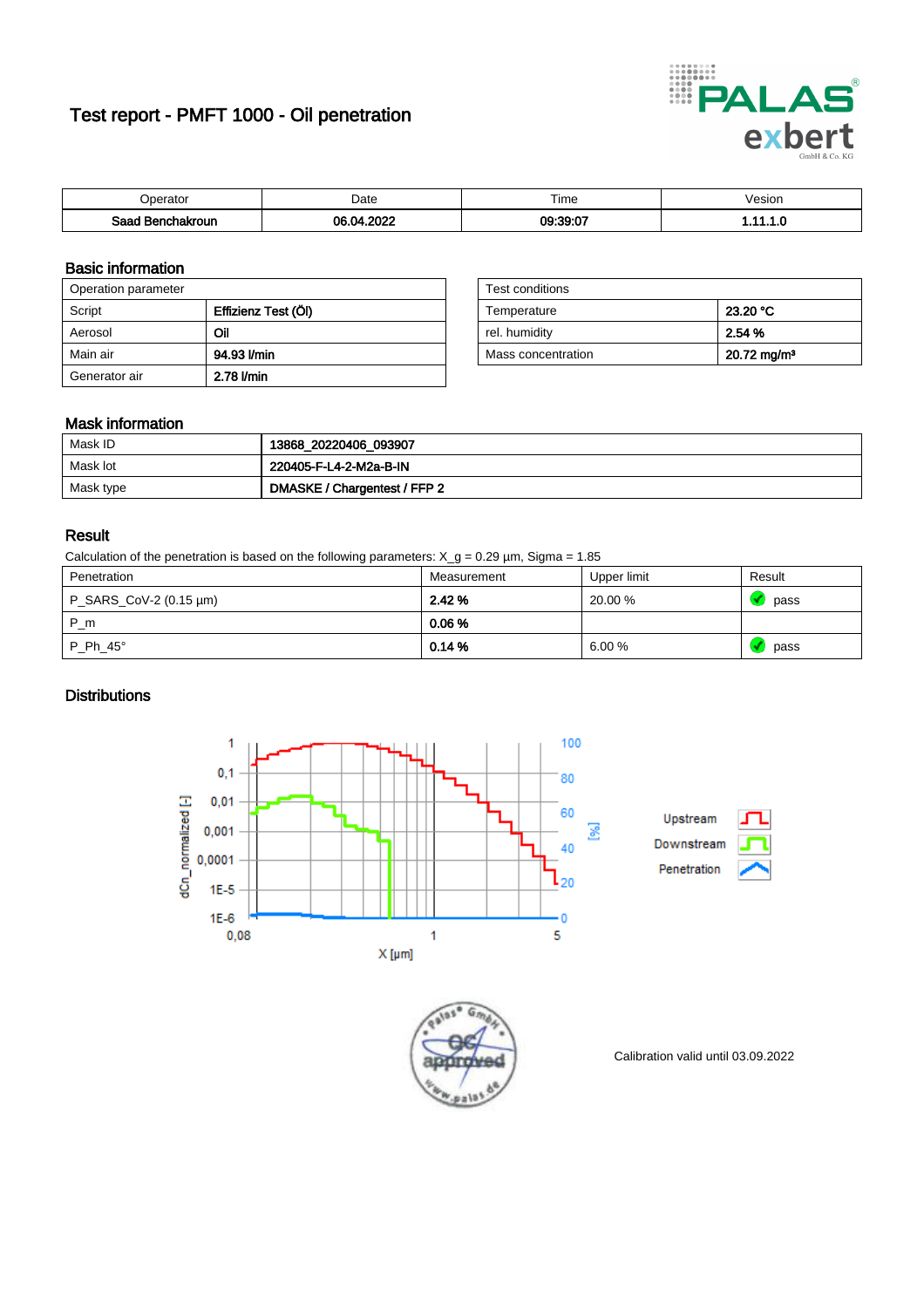# Test report - PMFT 1000 - Oil penetration

PALAS exbert GmbH & Co. KG

| Operator | Date | Time | Vesion |
|---|---|---|---|
| **Saad Benchakroun** | **06.04.2022** | **09:39:07** | **1.11.1.0** |

## Basic information

| Operation parameter | |
|---|---|
| Script | **Effizienz Test (Öl)** |
| Aerosol | **Oil** |
| Main air | **94.93 l/min** |
| Generator air | **2.78 l/min** |

| Test conditions | |
|---|---|
| Temperature | **23.20 °C** |
| rel. humidity | **2.54 %** |
| Mass concentration | **20.72 mg/m³** |

## Mask information

| | |
|---|---|
| Mask ID | **13868_20220406_093907** |
| Mask lot | **220405-F-L4-2-M2a-B-IN** |
| Mask type | **DMASKE / Chargentest / FFP 2** |

## Result

Calculation of the penetration is based on the following parameters: $X_g = 0.29$ µm, Sigma = 1.85

| Penetration | Measurement | Upper limit | Result |
|---|---|---|---|
| P_SARS_CoV-2 (0.15 µm) | **2.42 %** | 20.00 % | pass |
| P_m | **0.06 %** | | |
| P_Ph_45° | **0.14 %** | 6.00 % | pass |

## Distributions

dCn_normalized [-]
1
0,1
0,01
0,001
0,0001
1E-5
1E-6
0,08
1
5
X [µm]
100
80
60
40
20
0
[%]
Upstream
Downstream
Penetration

QC approved – Palas® GmbH – www.palas.de

Calibration valid until 03.09.2022